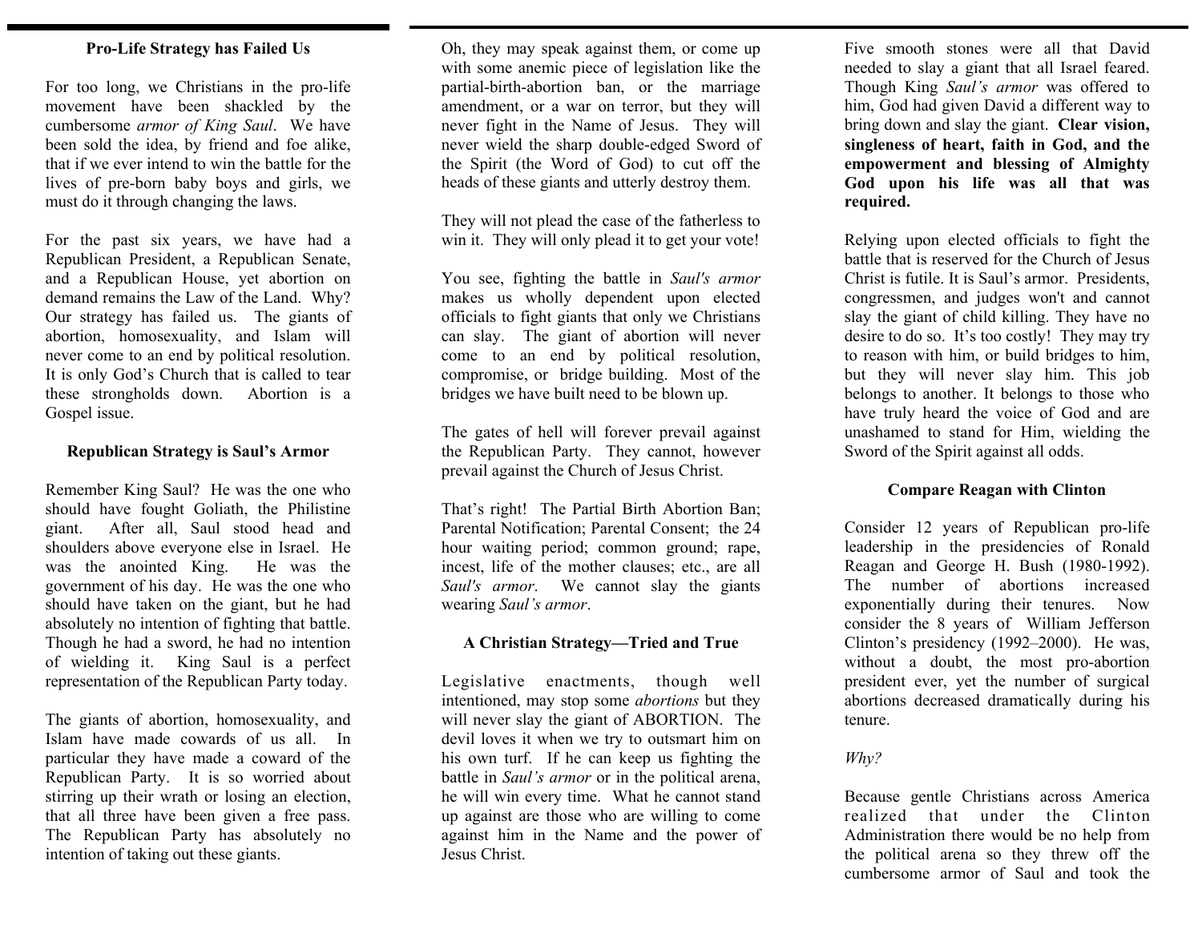## Pro-Life Strategy has Failed Us

For too long, we Christians in the pro-life movement have been shackled by the cumbersome *armor of King Saul*. We have been sold the idea, by friend and foe alike, that if we ever intend to win the battle for the lives of pre-born baby boys and girls, we must do it through changing the laws.

For the past six years, we have had a Republican President, a Republican Senate, and a Republican House, yet abortion on demand remains the Law of the Land. Why? Our strategy has failed us. The giants of abortion, homosexuality, and Islam will never come to an end by political resolution. It is only God's Church that is called to tear these strongholds down. Abortion is a Gospel issue.

## Republican Strategy is Saul's Armor

Remember King Saul? He was the one who should have fought Goliath, the Philistine giant. After all, Saul stood head and shoulders above everyone else in Israel. He was the anointed King. He was the government of his day. He was the one who should have taken on the giant, but he had absolutely no intention of fighting that battle. Though he had a sword, he had no intention of wielding it. King Saul is a perfect representation of the Republican Party today.

The giants of abortion, homosexuality, and Islam have made cowards of us all. In particular they have made a coward of the Republican Party. It is so worried about stirring up their wrath or losing an election, that all three have been given a free pass. The Republican Party has absolutely no intention of taking out these giants.

Oh, they may speak against them, or come up with some anemic piece of legislation like the partial-birth-abortion ban, or the marriage amendment, or a war on terror, but they will never fight in the Name of Jesus. They will never wield the sharp double-edged Sword of the Spirit (the Word of God) to cut off the heads of these giants and utterly destroy them.

They will not plead the case of the fatherless to win it. They will only plead it to get your vote!

You see, fighting the battle in *Saul's armor* makes us wholly dependent upon elected officials to fight giants that only we Christians can slay. The giant of abortion will never come to an end by political resolution, compromise, or bridge building. Most of the bridges we have built need to be blown up.

The gates of hell will forever prevail against the Republican Party. They cannot, however prevail against the Church of Jesus Christ.

That's right! The Partial Birth Abortion Ban; Parental Notification; Parental Consent; the 24 hour waiting period; common ground; rape, incest, life of the mother clauses; etc., are all *Saul's armor*. We cannot slay the giants wearing *Saul's armor*.

## A Christian Strategy—Tried and True

Legislative enactments, though well intentioned, may stop some *abortions* but they will never slay the giant of ABORTION. The devil loves it when we try to outsmart him on his own turf. If he can keep us fighting the battle in *Saul's armor* or in the political arena, he will win every time. What he cannot stand up against are those who are willing to come against him in the Name and the power of Jesus Christ.

Five smooth stones were all that David needed to slay a giant that all Israel feared. Though King *Saul's armor* was offered to him, God had given David a different way to bring down and slay the giant. **Clear vision, singleness of heart, faith in God, and the empowerment and blessing of Almighty God upon his life was all that was required.**

Relying upon elected officials to fight the battle that is reserved for the Church of Jesus Christ is futile. It is Saul's armor. Presidents, congressmen, and judges won't and cannot slay the giant of child killing. They have no desire to do so. It's too costly! They may try to reason with him, or build bridges to him, but they will never slay him. This job belongs to another. It belongs to those who have truly heard the voice of God and are unashamed to stand for Him, wielding the Sword of the Spirit against all odds.

## Compare Reagan with Clinton

Consider 12 years of Republican pro-life leadership in the presidencies of Ronald Reagan and George H. Bush (1980-1992). The number of abortions increased exponentially during their tenures. Now consider the 8 years of William Jefferson Clinton's presidency (1992–2000). He was, without a doubt, the most pro-abortion president ever, yet the number of surgical abortions decreased dramatically during his tenure.

*Why?*

Because gentle Christians across America realized that under the Clinton Administration there would be no help from the political arena so they threw off the cumbersome armor of Saul and took the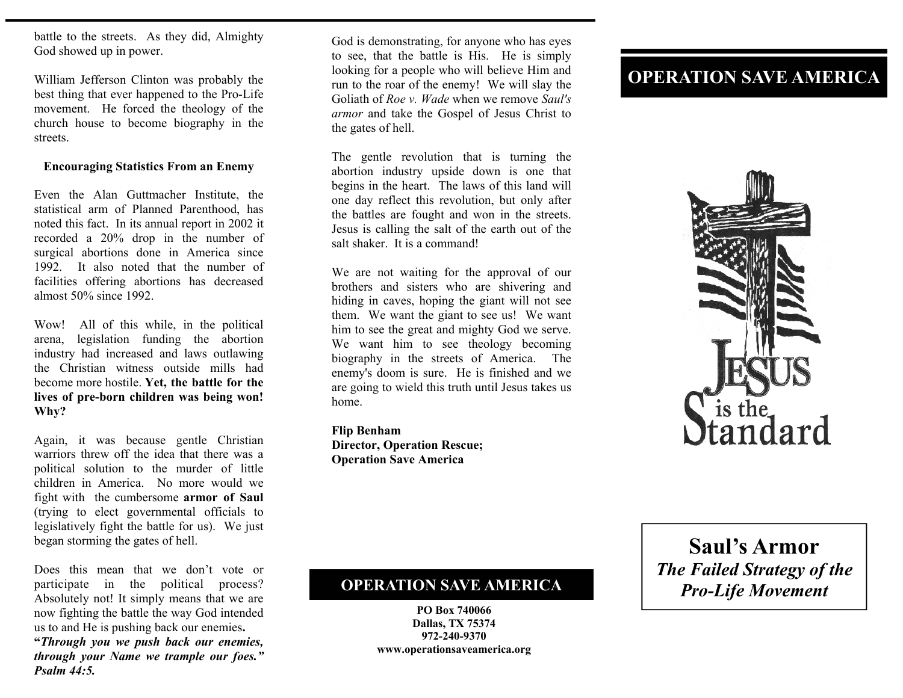battle to the streets. As they did, Almighty God showed up in power.

William Jefferson Clinton was probably the best thing that ever happened to the Pro-Life movement. He forced the theology of the church house to become biography in the streets.

**Encouraging Statistics From an Enemy**

Even the Alan Guttmacher Institute, the statistical arm of Planned Parenthood, has noted this fact. In its annual report in 2002 it recorded a 20% drop in the number of surgical abortions done in America since 1992. It also noted that the number of facilities offering abortions has decreased almost 50% since 1992.

Wow! All of this while, in the political arena, legislation funding the abortion industry had increased and laws outlawing the Christian witness outside mills had become more hostile. **Yet, the battle for the lives of pre-born children was being won! Why?**

Again, it was because gentle Christian warriors threw off the idea that there was a political solution to the murder of little children in America. No more would we fight with the cumbersome **armor of Saul** (trying to elect governmental officials to legislatively fight the battle for us). We just began storming the gates of hell.

Does this mean that we don't vote or participate in the political process? Absolutely not! It simply means that we are now fighting the battle the way God intended us to and He is pushing back our enemies**.**
**"*Through you we push back our enemies, through your Name we trample our foes." Psalm 44:5.***

God is demonstrating, for anyone who has eyes to see, that the battle is His. He is simply looking for a people who will believe Him and run to the roar of the enemy! We will slay the Goliath of *Roe v. Wade* when we remove *Saul's armor* and take the Gospel of Jesus Christ to the gates of hell.

The gentle revolution that is turning the abortion industry upside down is one that begins in the heart. The laws of this land will one day reflect this revolution, but only after the battles are fought and won in the streets. Jesus is calling the salt of the earth out of the salt shaker. It is a command!

We are not waiting for the approval of our brothers and sisters who are shivering and hiding in caves, hoping the giant will not see them. We want the giant to see us! We want him to see the great and mighty God we serve. We want him to see theology becoming biography in the streets of America. The enemy's doom is sure. He is finished and we are going to wield this truth until Jesus takes us home.

**Flip Benham**
**Director, Operation Rescue;**
**Operation Save America**

## OPERATION SAVE AMERICA

**PO Box 740066**
**Dallas, TX 75374**
**972-240-9370**
**www.operationsaveamerica.org**

## OPERATION SAVE AMERICA

JESUS is the Standard

# Saul's Armor

***The Failed Strategy of the Pro-Life Movement***